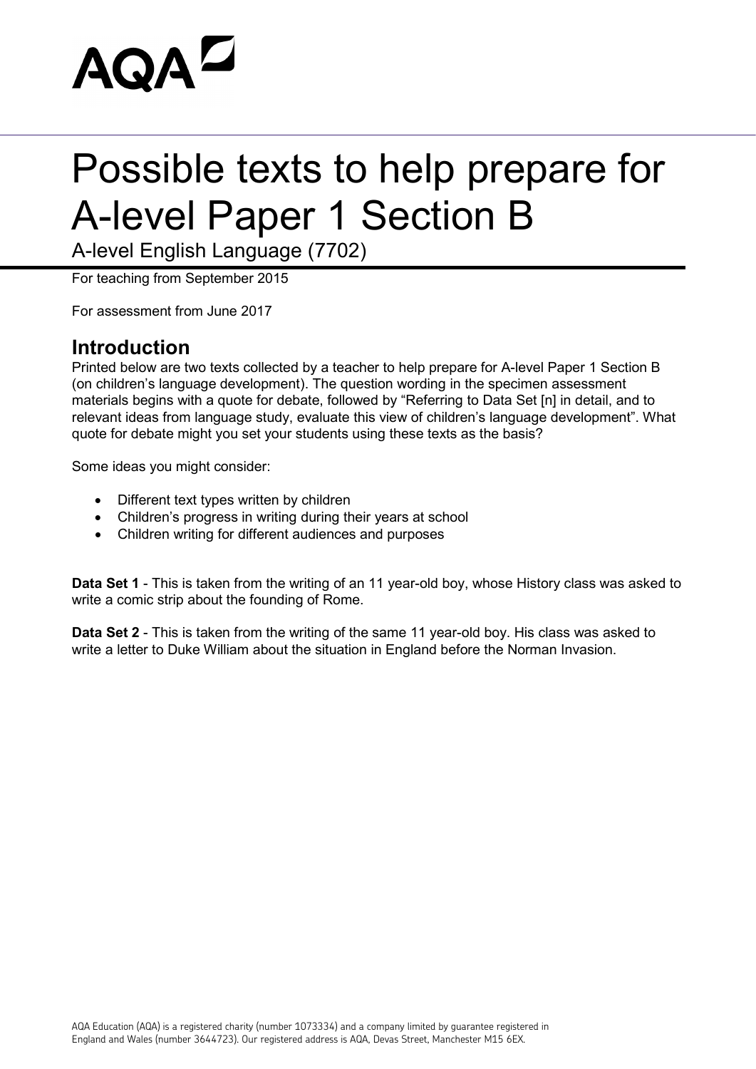AQA

# Possible texts to help prepare for A-level Paper 1 Section B

A-level English Language (7702)

For teaching from September 2015

For assessment from June 2017

## Introduction

Printed below are two texts collected by a teacher to help prepare for A-level Paper 1 Section B (on children's language development). The question wording in the specimen assessment materials begins with a quote for debate, followed by "Referring to Data Set [n] in detail, and to relevant ideas from language study, evaluate this view of children's language development". What quote for debate might you set your students using these texts as the basis?

Some ideas you might consider:

- Different text types written by children
- Children's progress in writing during their years at school
- Children writing for different audiences and purposes

**Data Set 1** - This is taken from the writing of an 11 year-old boy, whose History class was asked to write a comic strip about the founding of Rome.

**Data Set 2** - This is taken from the writing of the same 11 year-old boy. His class was asked to write a letter to Duke William about the situation in England before the Norman Invasion.

AQA Education (AQA) is a registered charity (number 1073334) and a company limited by guarantee registered in England and Wales (number 3644723). Our registered address is AQA, Devas Street, Manchester M15 6EX.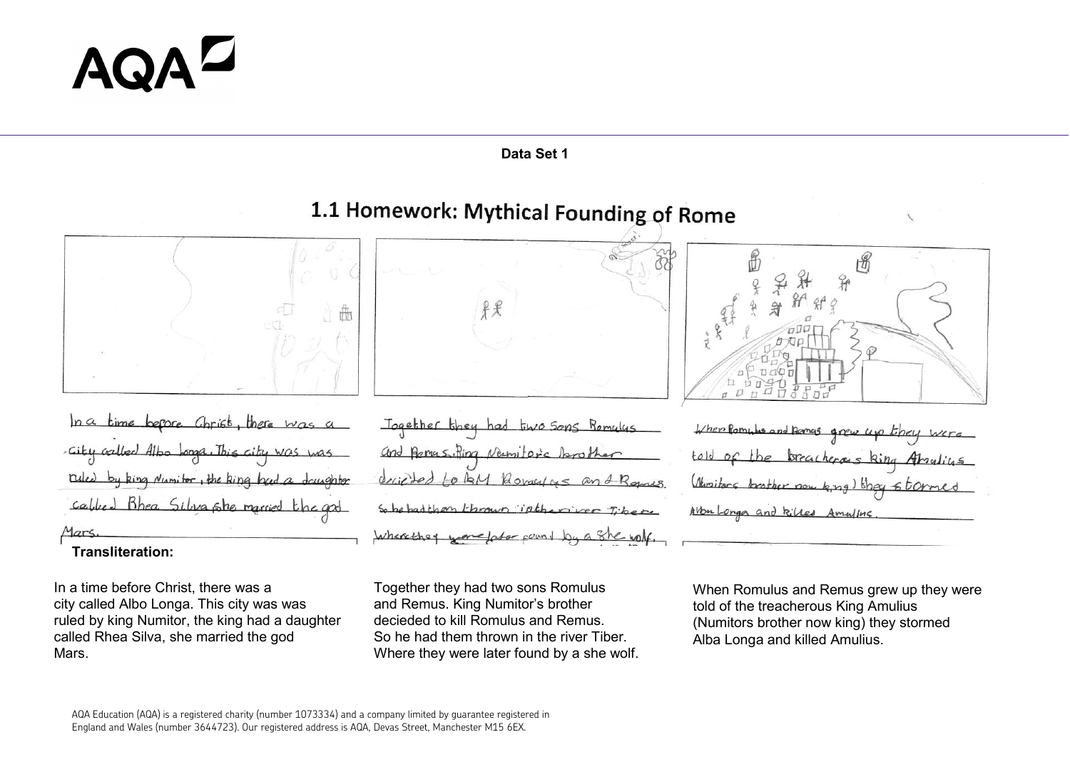**Data Set 1**

# 1.1 Homework: Mythical Founding of Rome

In a time before Christ, there was a city called Albo Longa. This city was was ruled by king Numitor, the king had a daughter called Rhea Silva, she married the god Mars.

Together they had two sons Romulus and Remus. King Numitor's brother decieded to kill Romulus and Remus. So he had them thrown in the river Tiber. Where they were later found by a she wolf.

When Romulus and Remus grew up they were told of the treacherous king Amulius (Numitors brother now king) they stormed Albo Longa and killed Amulius.

**Transliteration:**

In a time before Christ, there was a
city called Albo Longa. This city was was
ruled by king Numitor, the king had a daughter
called Rhea Silva, she married the god
Mars.

Together they had two sons Romulus
and Remus. King Numitor's brother
decieded to kill Romulus and Remus.
So he had them thrown in the river Tiber.
Where they were later found by a she wolf.

When Romulus and Remus grew up they were
told of the treacherous King Amulius
(Numitors brother now king) they stormed
Alba Longa and killed Amulius.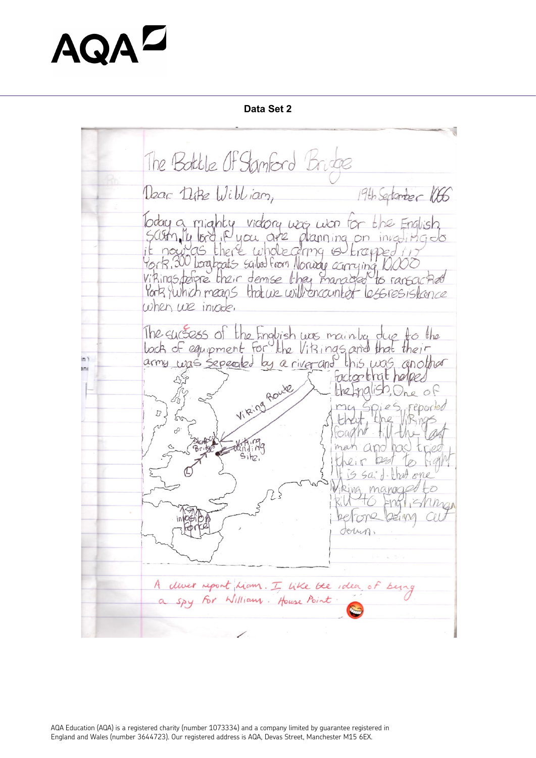## Data Set 2

The Battle Of Stamford Bridge

Dear Duke William, 19th September 1066

Today a mighty victory was won for the English scum, My lord, if you are planning on invading do it now as there whole army is trapped in York. 300 longboats sailed from Norway carrying 10,000 Vikings, before their demise they managed to ransacked York, which means that we will encounter less resistance when we invade.

The success of the English was mainly due to the lack of equipment for the Vikings and that their army was seperated by a river and this was another factor that helped the English. One of my spies reported that the Vikings fought till the last man and had tried their best to fight. It is said that one Viking managed to kill 40 Englishmen before being cut down.

Viking Route

Stamford Bridge

Viking landing site.

L

invasion force

A clever report Liam. I like the idea of being a spy for William. House Point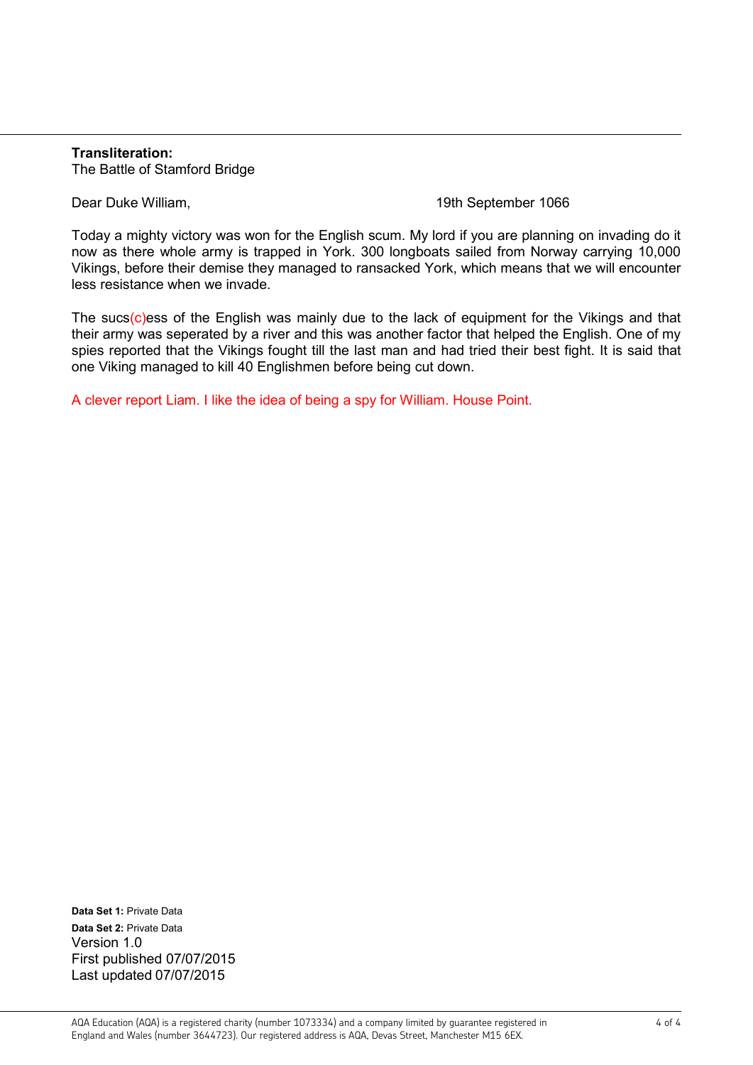**Transliteration:**

The Battle of Stamford Bridge

Dear Duke William, 19th September 1066

Today a mighty victory was won for the English scum. My lord if you are planning on invading do it now as there whole army is trapped in York. 300 longboats sailed from Norway carrying 10,000 Vikings, before their demise they managed to ransacked York, which means that we will encounter less resistance when we invade.

The sucs(c)ess of the English was mainly due to the lack of equipment for the Vikings and that their army was seperated by a river and this was another factor that helped the English. One of my spies reported that the Vikings fought till the last man and had tried their best fight. It is said that one Viking managed to kill 40 Englishmen before being cut down.

A clever report Liam. I like the idea of being a spy for William. House Point.

**Data Set 1:** Private Data

**Data Set 2:** Private Data

Version 1.0

First published 07/07/2015

Last updated 07/07/2015

AQA Education (AQA) is a registered charity (number 1073334) and a company limited by guarantee registered in England and Wales (number 3644723). Our registered address is AQA, Devas Street, Manchester M15 6EX.